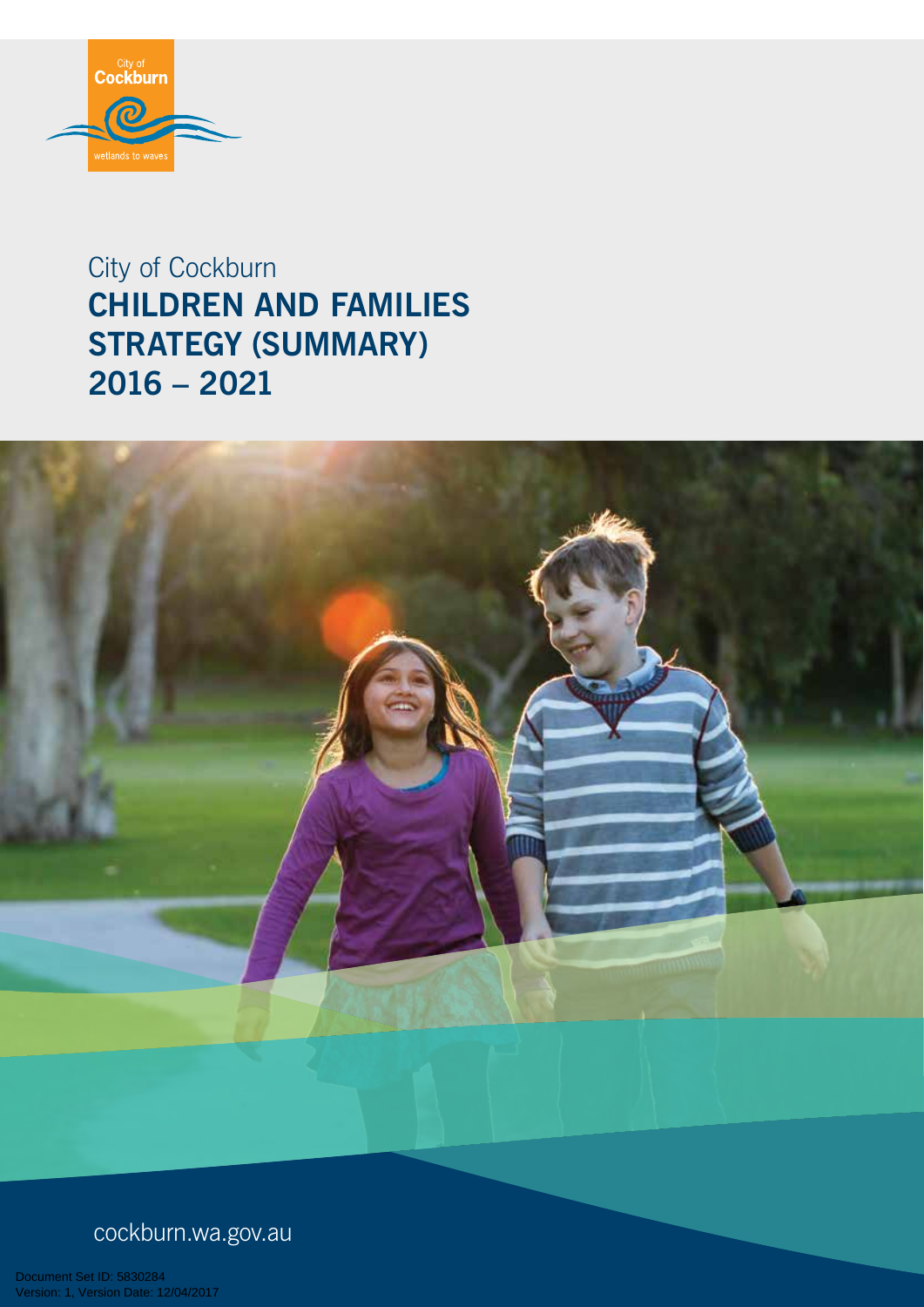City of Cockburn

wetlands to waves

City of Cockburn

# CHILDREN AND FAMILIES STRATEGY (SUMMARY) 2016 – 2021

cockburn.wa.gov.au

Document Set ID: 5830284
Version: 1, Version Date: 12/04/2017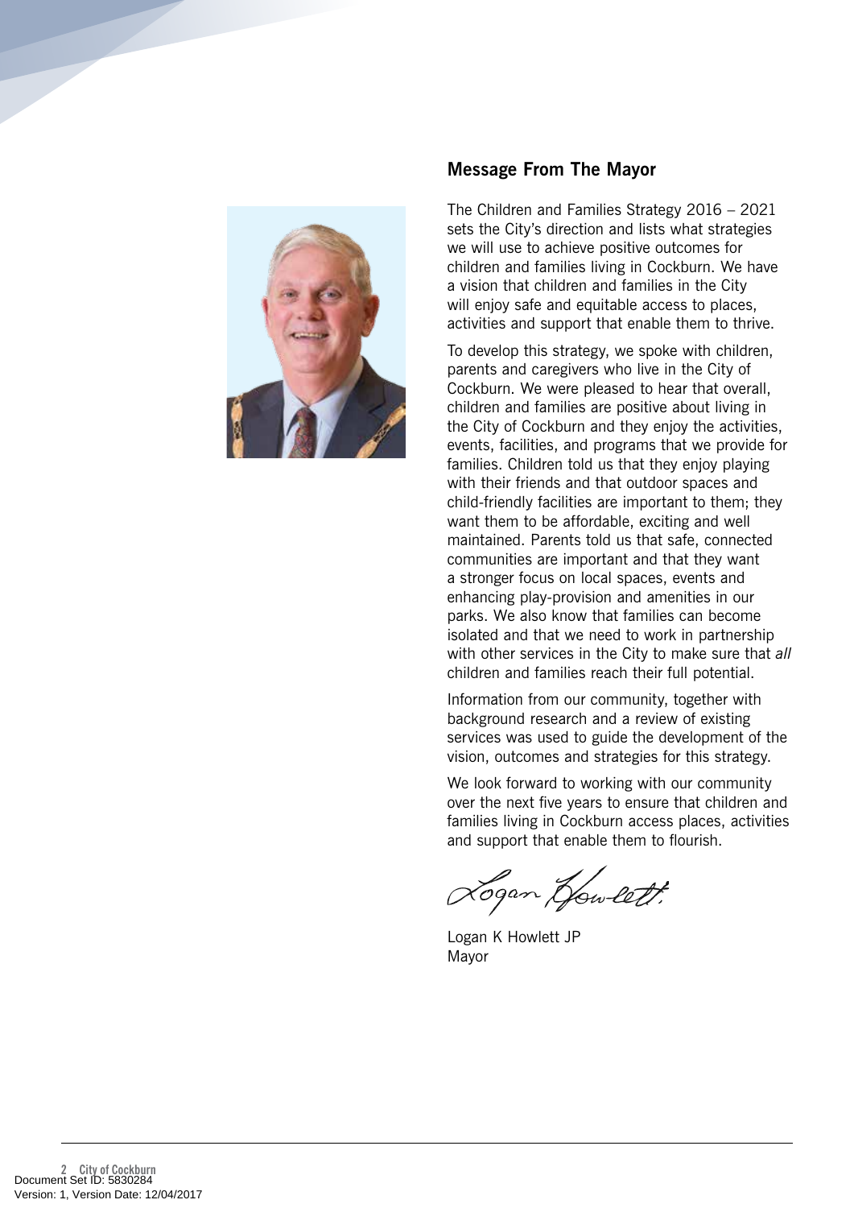## Message From The Mayor

The Children and Families Strategy 2016 – 2021 sets the City's direction and lists what strategies we will use to achieve positive outcomes for children and families living in Cockburn. We have a vision that children and families in the City will enjoy safe and equitable access to places, activities and support that enable them to thrive.

To develop this strategy, we spoke with children, parents and caregivers who live in the City of Cockburn. We were pleased to hear that overall, children and families are positive about living in the City of Cockburn and they enjoy the activities, events, facilities, and programs that we provide for families. Children told us that they enjoy playing with their friends and that outdoor spaces and child-friendly facilities are important to them; they want them to be affordable, exciting and well maintained. Parents told us that safe, connected communities are important and that they want a stronger focus on local spaces, events and enhancing play-provision and amenities in our parks. We also know that families can become isolated and that we need to work in partnership with other services in the City to make sure that *all* children and families reach their full potential.

Information from our community, together with background research and a review of existing services was used to guide the development of the vision, outcomes and strategies for this strategy.

We look forward to working with our community over the next five years to ensure that children and families living in Cockburn access places, activities and support that enable them to flourish.

Logan K Howlett JP
Mayor

Document Set ID: 5830284
Version: 1, Version Date: 12/04/2017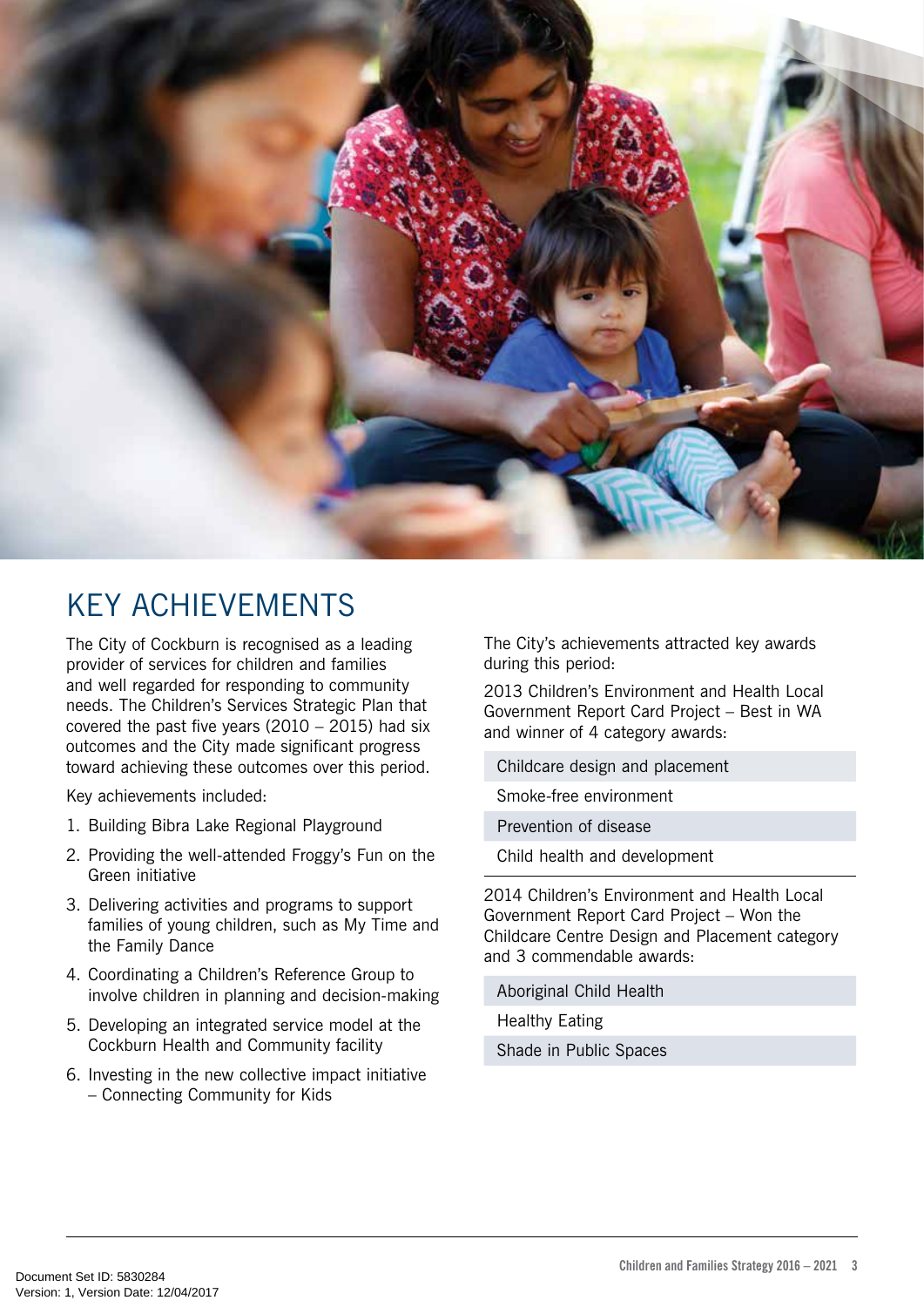# KEY ACHIEVEMENTS

The City of Cockburn is recognised as a leading provider of services for children and families and well regarded for responding to community needs. The Children's Services Strategic Plan that covered the past five years (2010 – 2015) had six outcomes and the City made significant progress toward achieving these outcomes over this period.

Key achievements included:

1. Building Bibra Lake Regional Playground
2. Providing the well-attended Froggy's Fun on the Green initiative
3. Delivering activities and programs to support families of young children, such as My Time and the Family Dance
4. Coordinating a Children's Reference Group to involve children in planning and decision-making
5. Developing an integrated service model at the Cockburn Health and Community facility
6. Investing in the new collective impact initiative – Connecting Community for Kids

The City's achievements attracted key awards during this period:

2013 Children's Environment and Health Local Government Report Card Project – Best in WA and winner of 4 category awards:

- Childcare design and placement
- Smoke-free environment
- Prevention of disease
- Child health and development

2014 Children's Environment and Health Local Government Report Card Project – Won the Childcare Centre Design and Placement category and 3 commendable awards:

- Aboriginal Child Health
- Healthy Eating
- Shade in Public Spaces

Document Set ID: 5830284
Version: 1, Version Date: 12/04/2017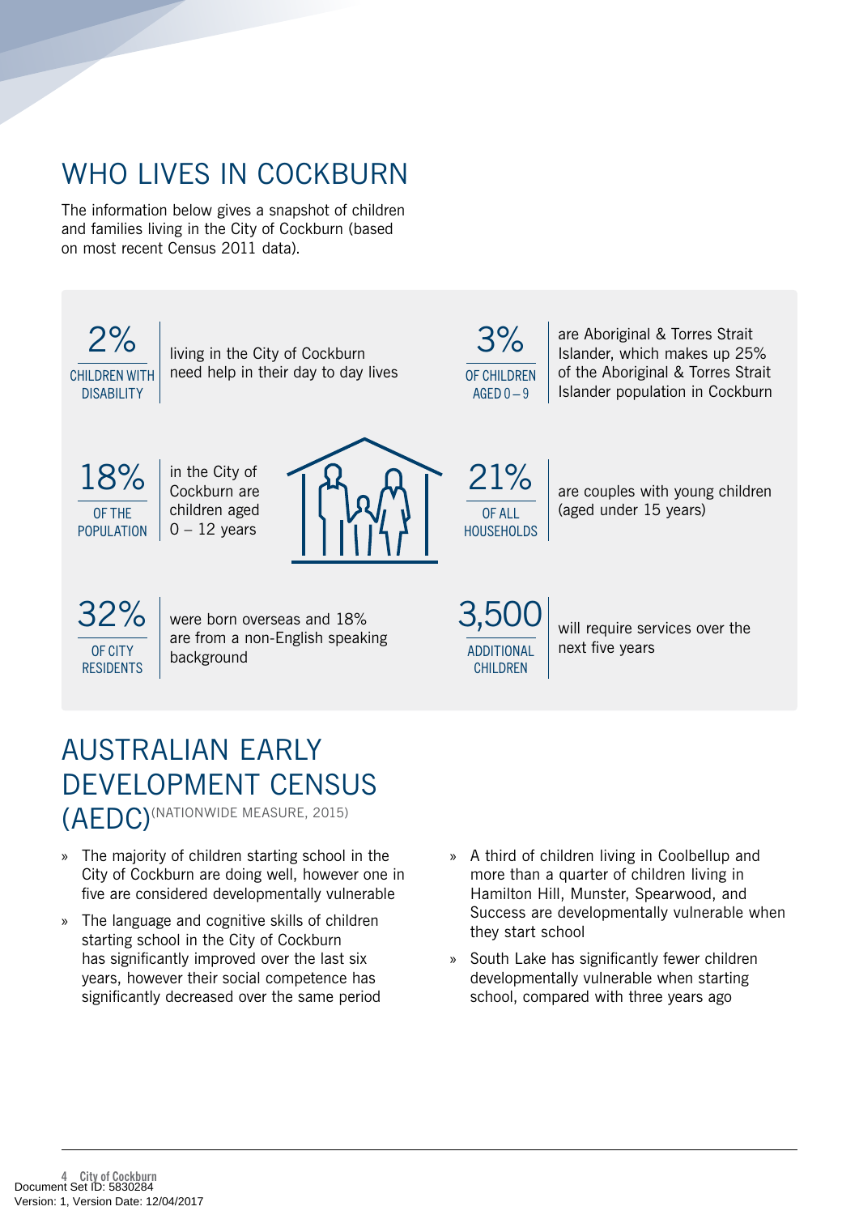# WHO LIVES IN COCKBURN

The information below gives a snapshot of children and families living in the City of Cockburn (based on most recent Census 2011 data).

**2%** CHILDREN WITH DISABILITY — living in the City of Cockburn need help in their day to day lives

**3%** OF CHILDREN AGED 0 – 9 — are Aboriginal & Torres Strait Islander, which makes up 25% of the Aboriginal & Torres Strait Islander population in Cockburn

**18%** OF THE POPULATION — in the City of Cockburn are children aged 0 – 12 years

**21%** OF ALL HOUSEHOLDS — are couples with young children (aged under 15 years)

**32%** OF CITY RESIDENTS — were born overseas and 18% are from a non-English speaking background

**3,500** ADDITIONAL CHILDREN — will require services over the next five years

# AUSTRALIAN EARLY DEVELOPMENT CENSUS (AEDC) (NATIONWIDE MEASURE, 2015)

- The majority of children starting school in the City of Cockburn are doing well, however one in five are considered developmentally vulnerable
- The language and cognitive skills of children starting school in the City of Cockburn has significantly improved over the last six years, however their social competence has significantly decreased over the same period
- A third of children living in Coolbellup and more than a quarter of children living in Hamilton Hill, Munster, Spearwood, and Success are developmentally vulnerable when they start school
- South Lake has significantly fewer children developmentally vulnerable when starting school, compared with three years ago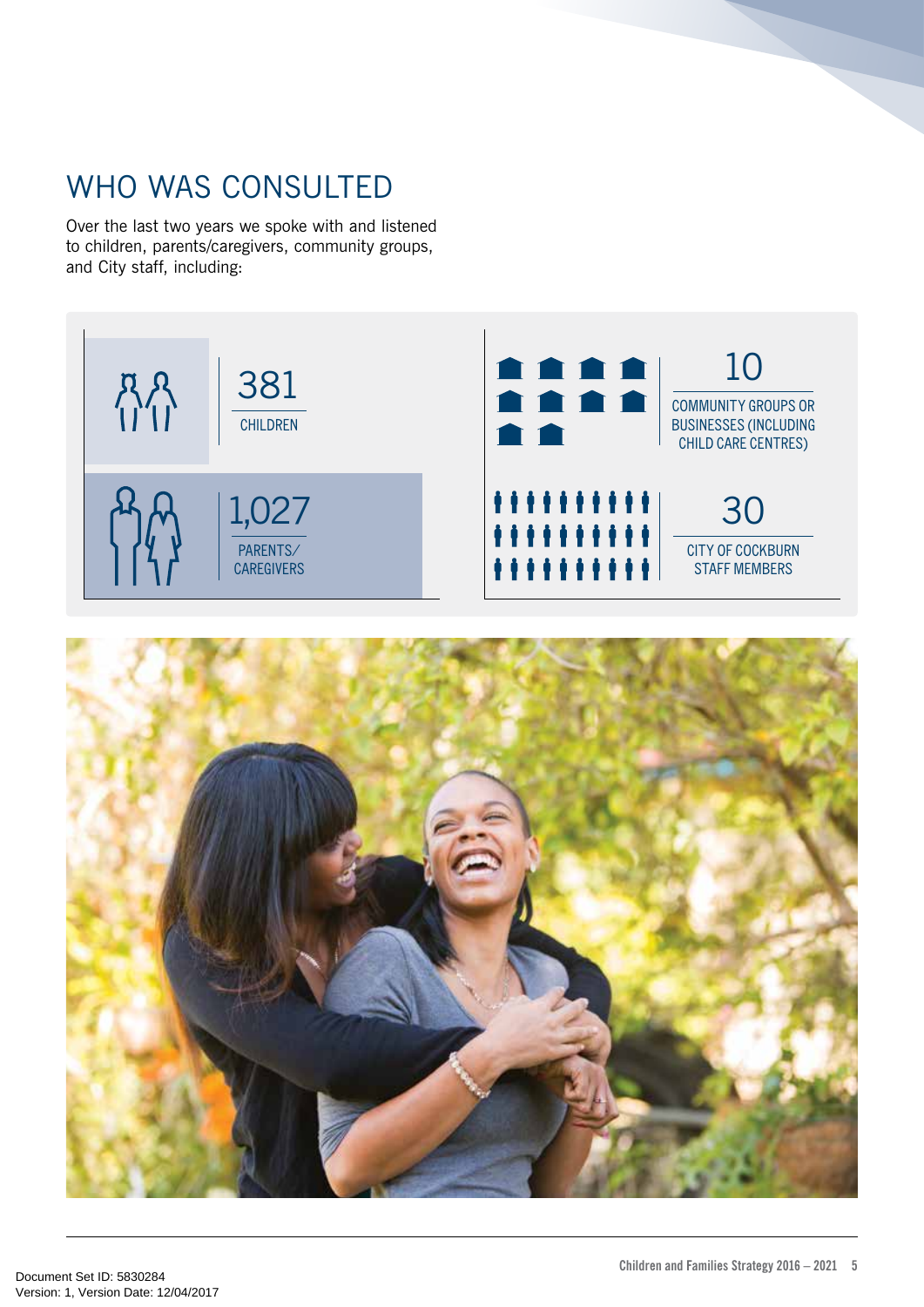# WHO WAS CONSULTED

Over the last two years we spoke with and listened to children, parents/caregivers, community groups, and City staff, including:

- **381** CHILDREN
- **1,027** PARENTS/CAREGIVERS
- **10** COMMUNITY GROUPS OR BUSINESSES (INCLUDING CHILD CARE CENTRES)
- **30** CITY OF COCKBURN STAFF MEMBERS

Document Set ID: 5830284
Version: 1, Version Date: 12/04/2017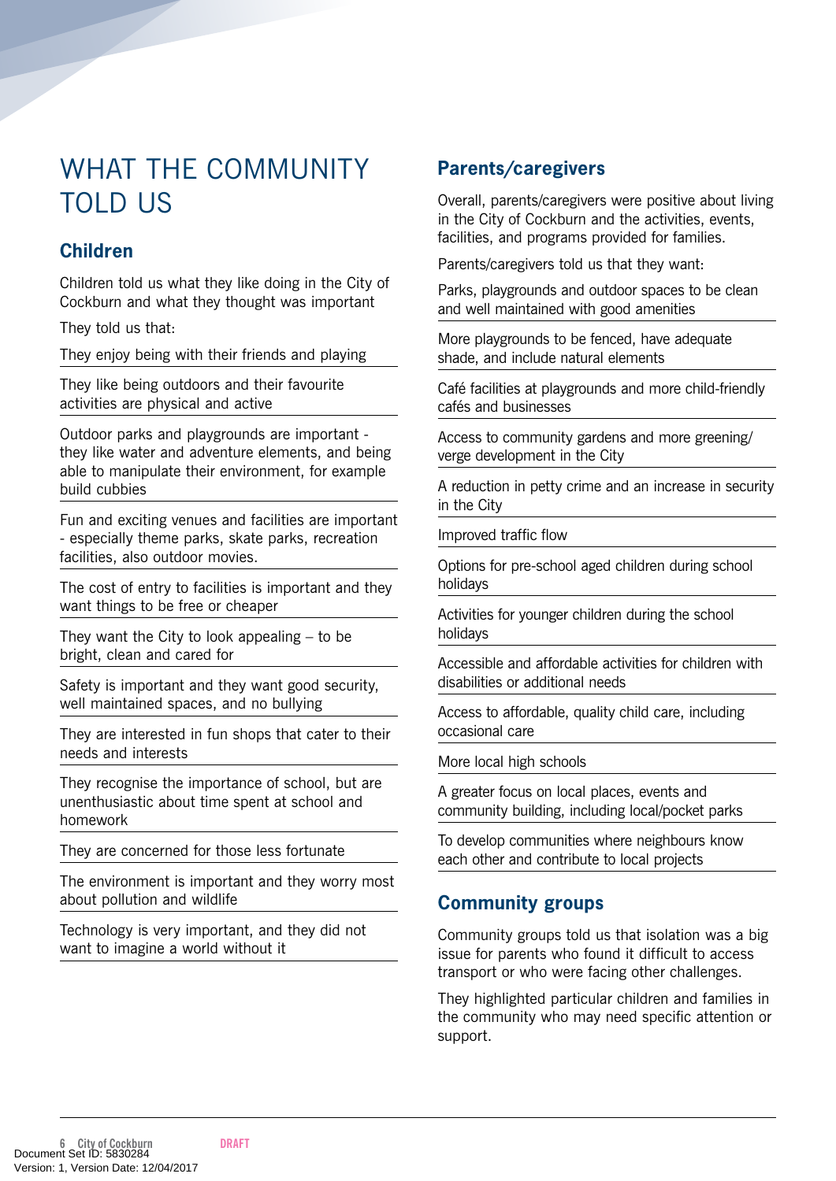# WHAT THE COMMUNITY TOLD US

## Children

Children told us what they like doing in the City of Cockburn and what they thought was important

They told us that:

- They enjoy being with their friends and playing
- They like being outdoors and their favourite activities are physical and active
- Outdoor parks and playgrounds are important - they like water and adventure elements, and being able to manipulate their environment, for example build cubbies
- Fun and exciting venues and facilities are important - especially theme parks, skate parks, recreation facilities, also outdoor movies.
- The cost of entry to facilities is important and they want things to be free or cheaper
- They want the City to look appealing – to be bright, clean and cared for
- Safety is important and they want good security, well maintained spaces, and no bullying
- They are interested in fun shops that cater to their needs and interests
- They recognise the importance of school, but are unenthusiastic about time spent at school and homework
- They are concerned for those less fortunate
- The environment is important and they worry most about pollution and wildlife
- Technology is very important, and they did not want to imagine a world without it

## Parents/caregivers

Overall, parents/caregivers were positive about living in the City of Cockburn and the activities, events, facilities, and programs provided for families.

Parents/caregivers told us that they want:

- Parks, playgrounds and outdoor spaces to be clean and well maintained with good amenities
- More playgrounds to be fenced, have adequate shade, and include natural elements
- Café facilities at playgrounds and more child-friendly cafés and businesses
- Access to community gardens and more greening/verge development in the City
- A reduction in petty crime and an increase in security in the City
- Improved traffic flow
- Options for pre-school aged children during school holidays
- Activities for younger children during the school holidays
- Accessible and affordable activities for children with disabilities or additional needs
- Access to affordable, quality child care, including occasional care
- More local high schools
- A greater focus on local places, events and community building, including local/pocket parks
- To develop communities where neighbours know each other and contribute to local projects

## Community groups

Community groups told us that isolation was a big issue for parents who found it difficult to access transport or who were facing other challenges.

They highlighted particular children and families in the community who may need specific attention or support.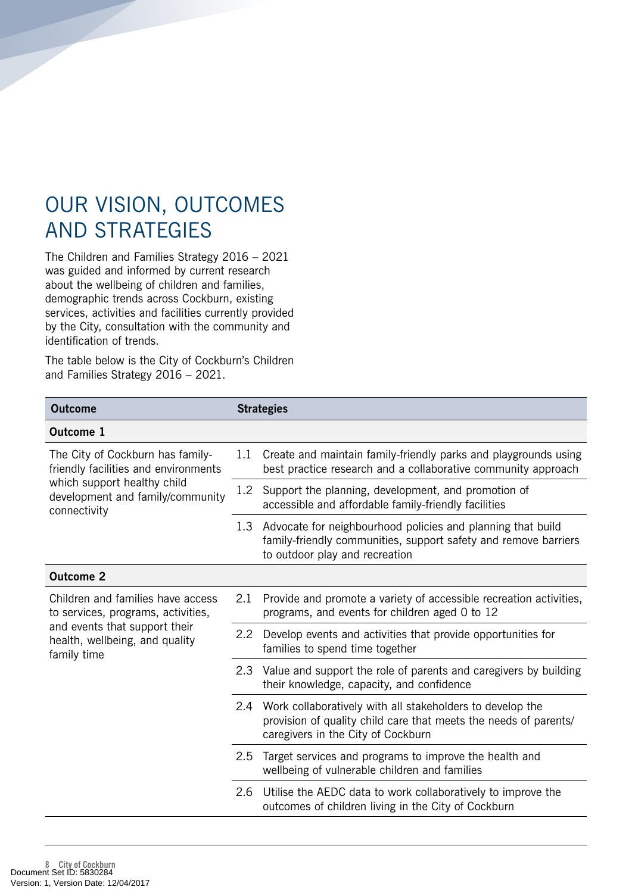# OUR VISION, OUTCOMES AND STRATEGIES

The Children and Families Strategy 2016 – 2021 was guided and informed by current research about the wellbeing of children and families, demographic trends across Cockburn, existing services, activities and facilities currently provided by the City, consultation with the community and identification of trends.

The table below is the City of Cockburn's Children and Families Strategy 2016 – 2021.

| Outcome | Strategies |
|---|---|
| **Outcome 1** | |
| The City of Cockburn has family-friendly facilities and environments which support healthy child development and family/community connectivity | 1.1 Create and maintain family-friendly parks and playgrounds using best practice research and a collaborative community approach |
| | 1.2 Support the planning, development, and promotion of accessible and affordable family-friendly facilities |
| | 1.3 Advocate for neighbourhood policies and planning that build family-friendly communities, support safety and remove barriers to outdoor play and recreation |
| **Outcome 2** | |
| Children and families have access to services, programs, activities, and events that support their health, wellbeing, and quality family time | 2.1 Provide and promote a variety of accessible recreation activities, programs, and events for children aged 0 to 12 |
| | 2.2 Develop events and activities that provide opportunities for families to spend time together |
| | 2.3 Value and support the role of parents and caregivers by building their knowledge, capacity, and confidence |
| | 2.4 Work collaboratively with all stakeholders to develop the provision of quality child care that meets the needs of parents/caregivers in the City of Cockburn |
| | 2.5 Target services and programs to improve the health and wellbeing of vulnerable children and families |
| | 2.6 Utilise the AEDC data to work collaboratively to improve the outcomes of children living in the City of Cockburn |

Document Set ID: 5830284
Version: 1, Version Date: 12/04/2017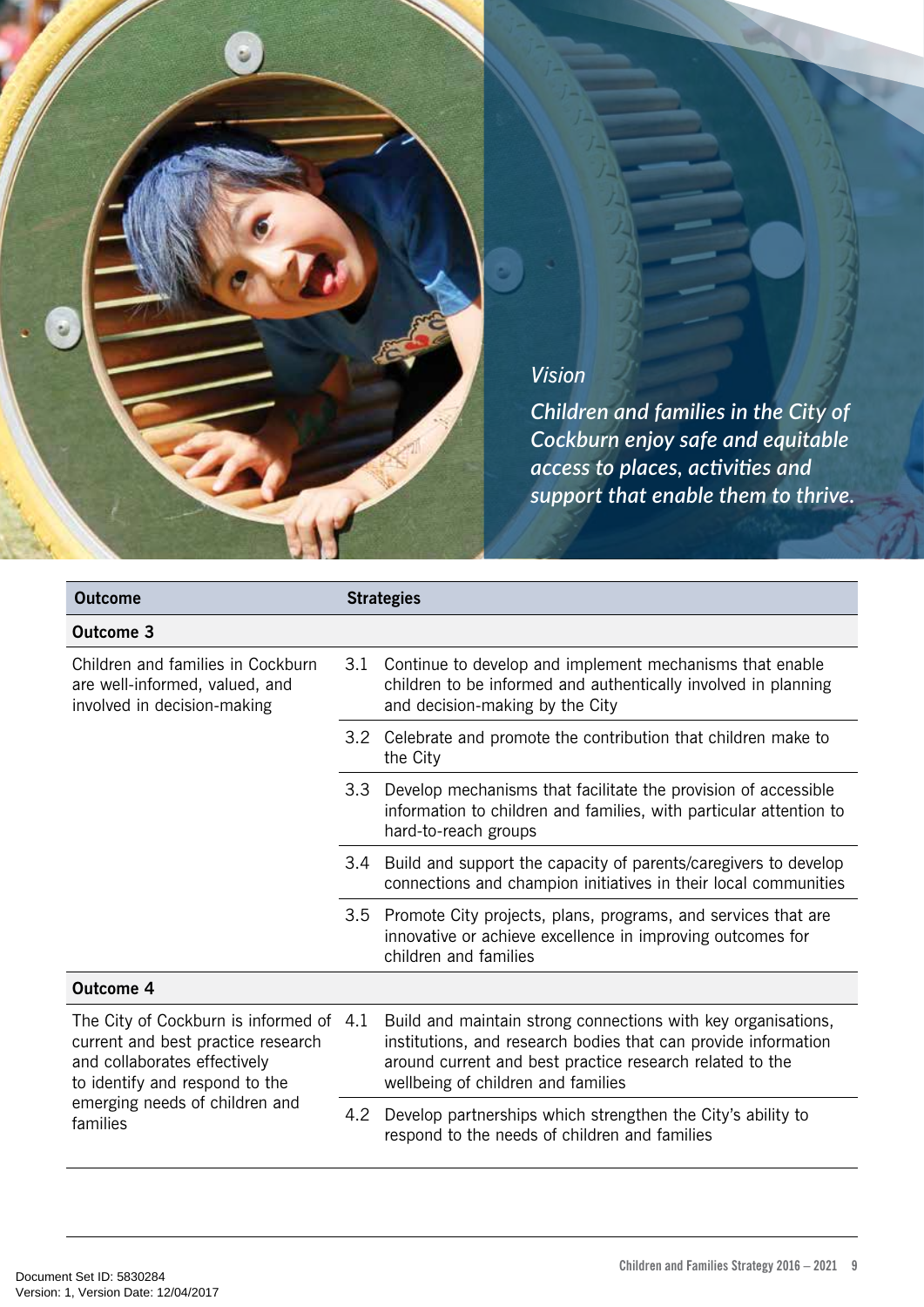*Vision*

*Children and families in the City of Cockburn enjoy safe and equitable access to places, activities and support that enable them to thrive.*

| Outcome | Strategies |
| --- | --- |
| **Outcome 3** | |
| Children and families in Cockburn are well-informed, valued, and involved in decision-making | 3.1 Continue to develop and implement mechanisms that enable children to be informed and authentically involved in planning and decision-making by the City |
| | 3.2 Celebrate and promote the contribution that children make to the City |
| | 3.3 Develop mechanisms that facilitate the provision of accessible information to children and families, with particular attention to hard-to-reach groups |
| | 3.4 Build and support the capacity of parents/caregivers to develop connections and champion initiatives in their local communities |
| | 3.5 Promote City projects, plans, programs, and services that are innovative or achieve excellence in improving outcomes for children and families |
| **Outcome 4** | |
| The City of Cockburn is informed of current and best practice research and collaborates effectively to identify and respond to the emerging needs of children and families | 4.1 Build and maintain strong connections with key organisations, institutions, and research bodies that can provide information around current and best practice research related to the wellbeing of children and families |
| | 4.2 Develop partnerships which strengthen the City's ability to respond to the needs of children and families |

Document Set ID: 5830284
Version: 1, Version Date: 12/04/2017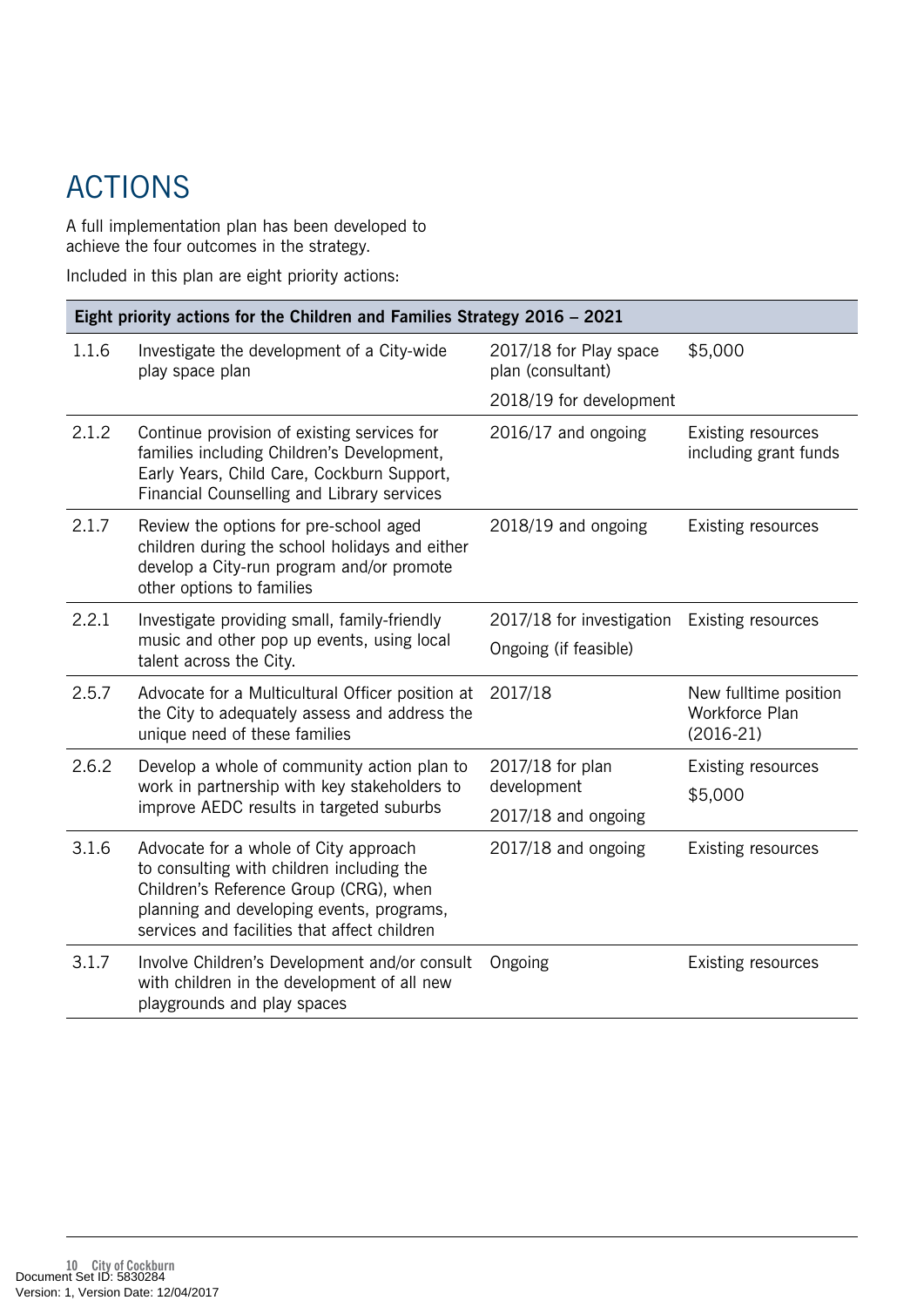# ACTIONS

A full implementation plan has been developed to achieve the four outcomes in the strategy.

Included in this plan are eight priority actions:

| **Eight priority actions for the Children and Families Strategy 2016 – 2021** | | | |
|---|---|---|---|
| 1.1.6 | Investigate the development of a City-wide play space plan | 2017/18 for Play space plan (consultant)<br>2018/19 for development | $5,000 |
| 2.1.2 | Continue provision of existing services for families including Children's Development, Early Years, Child Care, Cockburn Support, Financial Counselling and Library services | 2016/17 and ongoing | Existing resources including grant funds |
| 2.1.7 | Review the options for pre-school aged children during the school holidays and either develop a City-run program and/or promote other options to families | 2018/19 and ongoing | Existing resources |
| 2.2.1 | Investigate providing small, family-friendly music and other pop up events, using local talent across the City. | 2017/18 for investigation<br>Ongoing (if feasible) | Existing resources |
| 2.5.7 | Advocate for a Multicultural Officer position at the City to adequately assess and address the unique need of these families | 2017/18 | New fulltime position Workforce Plan (2016-21) |
| 2.6.2 | Develop a whole of community action plan to work in partnership with key stakeholders to improve AEDC results in targeted suburbs | 2017/18 for plan development<br>2017/18 and ongoing | Existing resources<br>$5,000 |
| 3.1.6 | Advocate for a whole of City approach to consulting with children including the Children's Reference Group (CRG), when planning and developing events, programs, services and facilities that affect children | 2017/18 and ongoing | Existing resources |
| 3.1.7 | Involve Children's Development and/or consult with children in the development of all new playgrounds and play spaces | Ongoing | Existing resources |

Document Set ID: 5830284
Version: 1, Version Date: 12/04/2017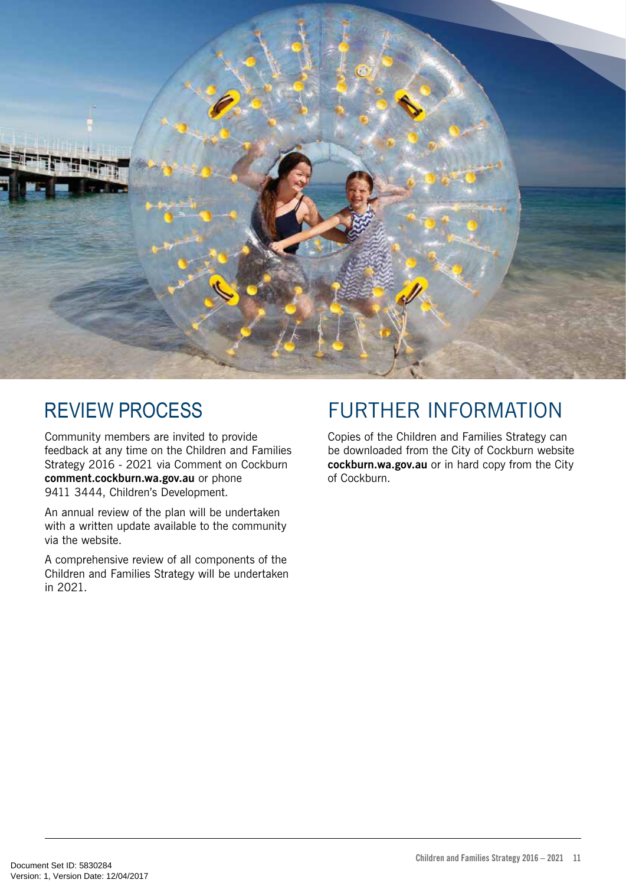## REVIEW PROCESS

Community members are invited to provide feedback at any time on the Children and Families Strategy 2016 - 2021 via Comment on Cockburn **comment.cockburn.wa.gov.au** or phone 9411 3444, Children's Development.

An annual review of the plan will be undertaken with a written update available to the community via the website.

A comprehensive review of all components of the Children and Families Strategy will be undertaken in 2021.

## FURTHER INFORMATION

Copies of the Children and Families Strategy can be downloaded from the City of Cockburn website **cockburn.wa.gov.au** or in hard copy from the City of Cockburn.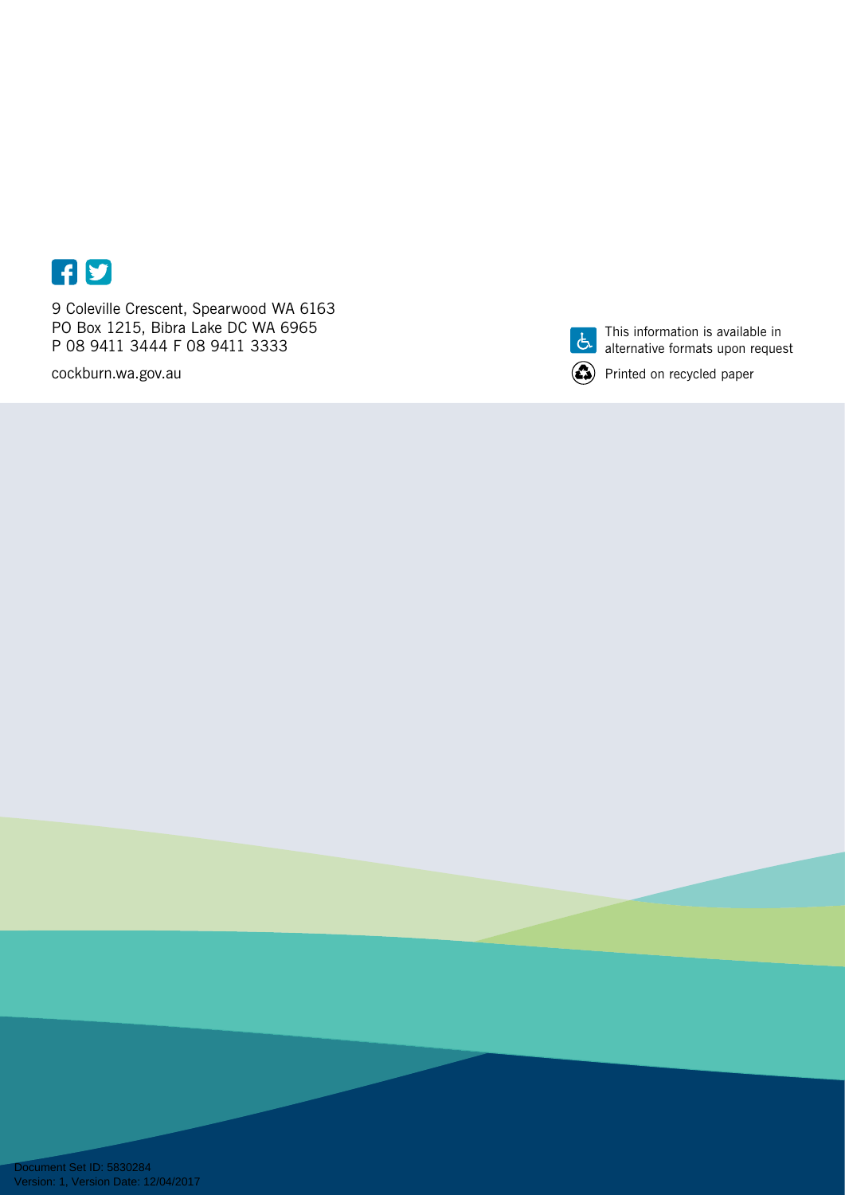9 Coleville Crescent, Spearwood WA 6163
PO Box 1215, Bibra Lake DC WA 6965
P 08 9411 3444 F 08 9411 3333

cockburn.wa.gov.au

This information is available in alternative formats upon request

Printed on recycled paper

Document Set ID: 5830284
Version: 1, Version Date: 12/04/2017